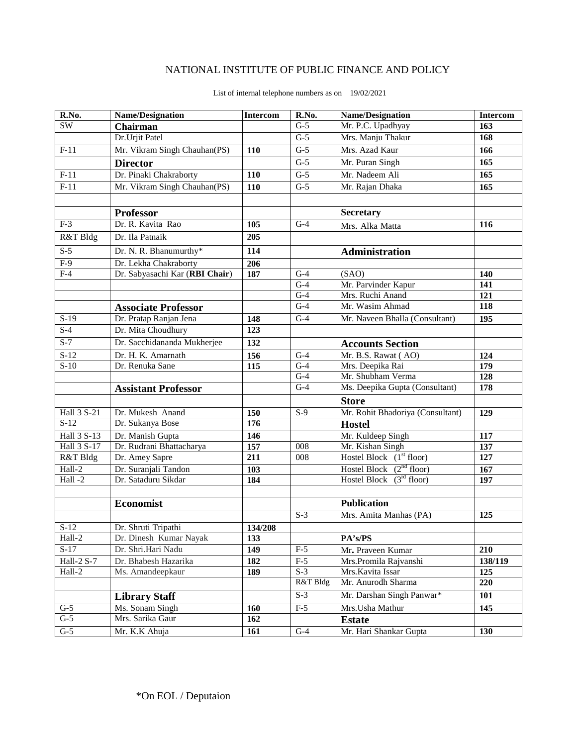NATIONAL INSTITUTE OF PUBLIC FINANCE AND POLICY

List of internal telephone numbers as on 19/02/2021

| R.No. | Name/Designation | Intercom | R.No. | Name/Designation | Intercom |
|---|---|---|---|---|---|
| SW | **Chairman** | | G-5 | Mr. P.C. Upadhyay | 163 |
| | Dr.Urjit Patel | | G-5 | Mrs. Manju Thakur | 168 |
| F-11 | Mr. Vikram Singh Chauhan(PS) | 110 | G-5 | Mrs. Azad Kaur | 166 |
| | **Director** | | G-5 | Mr. Puran Singh | 165 |
| F-11 | Dr. Pinaki Chakraborty | 110 | G-5 | Mr. Nadeem Ali | 165 |
| F-11 | Mr. Vikram Singh Chauhan(PS) | 110 | G-5 | Mr. Rajan Dhaka | 165 |
| | | | | | |
| | **Professor** | | | **Secretary** | |
| F-3 | Dr. R. Kavita Rao | 105 | G-4 | Mrs. Alka Matta | 116 |
| R&T Bldg | Dr. Ila Patnaik | 205 | | | |
| S-5 | Dr. N. R. Bhanumurthy* | 114 | | **Administration** | |
| F-9 | Dr. Lekha Chakraborty | 206 | | | |
| F-4 | Dr. Sabyasachi Kar (**RBI Chair**) | 187 | G-4 | (SAO) | 140 |
| | | | G-4 | Mr. Parvinder Kapur | 141 |
| | | | G-4 | Mrs. Ruchi Anand | 121 |
| | **Associate Professor** | | G-4 | Mr. Wasim Ahmad | 118 |
| S-19 | Dr. Pratap Ranjan Jena | 148 | G-4 | Mr. Naveen Bhalla (Consultant) | 195 |
| S-4 | Dr. Mita Choudhury | 123 | | | |
| S-7 | Dr. Sacchidananda Mukherjee | 132 | | **Accounts Section** | |
| S-12 | Dr. H. K. Amarnath | 156 | G-4 | Mr. B.S. Rawat ( AO) | 124 |
| S-10 | Dr. Renuka Sane | 115 | G-4 | Mrs. Deepika Rai | 179 |
| | | | G-4 | Mr. Shubham Verma | 128 |
| | **Assistant Professor** | | G-4 | Ms. Deepika Gupta (Consultant) | 178 |
| | | | | **Store** | |
| Hall 3 S-21 | Dr. Mukesh Anand | 150 | S-9 | Mr. Rohit Bhadoriya (Consultant) | 129 |
| S-12 | Dr. Sukanya Bose | 176 | | **Hostel** | |
| Hall 3 S-13 | Dr. Manish Gupta | 146 | | Mr. Kuldeep Singh | 117 |
| Hall 3 S-17 | Dr. Rudrani Bhattacharya | 157 | 008 | Mr. Kishan Singh | 137 |
| R&T Bldg | Dr. Amey Sapre | 211 | 008 | Hostel Block (1st floor) | 127 |
| Hall-2 | Dr. Suranjali Tandon | 103 | | Hostel Block (2nd floor) | 167 |
| Hall -2 | Dr. Sataduru Sikdar | 184 | | Hostel Block (3rd floor) | 197 |
| | | | | | |
| | **Economist** | | | **Publication** | |
| | | | S-3 | Mrs. Amita Manhas (PA) | 125 |
| S-12 | Dr. Shruti Tripathi | 134/208 | | | |
| Hall-2 | Dr. Dinesh Kumar Nayak | 133 | | **PA's/PS** | |
| S-17 | Dr. Shri.Hari Nadu | 149 | F-5 | Mr. Praveen Kumar | 210 |
| Hall-2 S-7 | Dr. Bhabesh Hazarika | 182 | F-5 | Mrs.Promila Rajvanshi | 138/119 |
| Hall-2 | Ms. Amandeepkaur | 189 | S-3 | Mrs.Kavita Issar | 125 |
| | | | R&T Bldg | Mr. Anurodh Sharma | 220 |
| | **Library Staff** | | S-3 | Mr. Darshan Singh Panwar* | 101 |
| G-5 | Ms. Sonam Singh | 160 | F-5 | Mrs.Usha Mathur | 145 |
| G-5 | Mrs. Sarika Gaur | 162 | | **Estate** | |
| G-5 | Mr. K.K Ahuja | 161 | G-4 | Mr. Hari Shankar Gupta | 130 |

*On EOL / Deputaion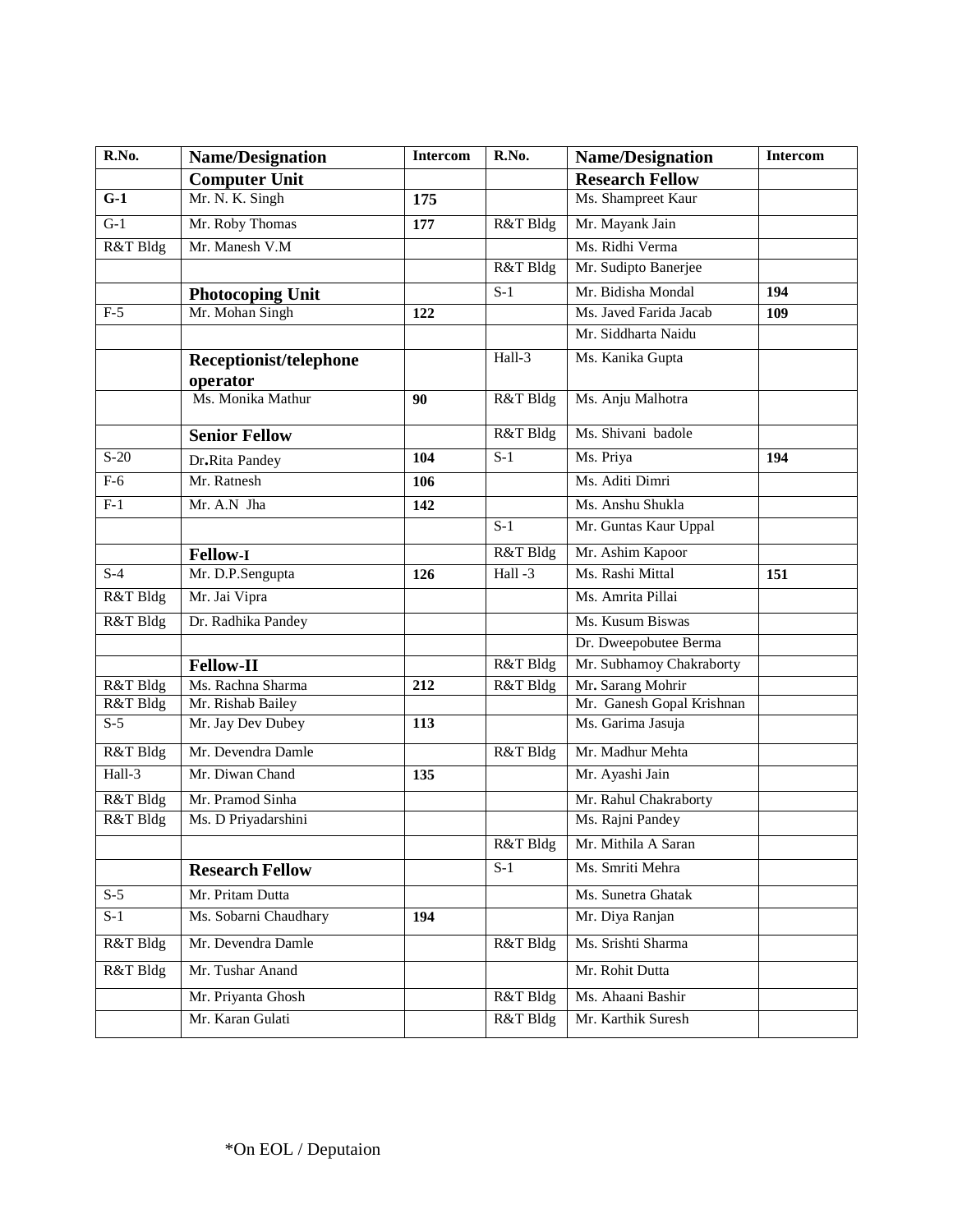| R.No. | Name/Designation | Intercom | R.No. | Name/Designation | Intercom |
|---|---|---|---|---|---|
| | **Computer Unit** | | | **Research Fellow** | |
| **G-1** | Mr. N. K. Singh | **175** | | Ms. Shampreet Kaur | |
| G-1 | Mr. Roby Thomas | **177** | R&T Bldg | Mr. Mayank Jain | |
| R&T Bldg | Mr. Manesh V.M | | | Ms. Ridhi Verma | |
| | | | R&T Bldg | Mr. Sudipto Banerjee | |
| | **Photocoping Unit** | | S-1 | Mr. Bidisha Mondal | **194** |
| F-5 | Mr. Mohan Singh | **122** | | Ms. Javed Farida Jacab | **109** |
| | | | | Mr. Siddharta Naidu | |
| | **Receptionist/telephone operator** | | Hall-3 | Ms. Kanika Gupta | |
| | Ms. Monika Mathur | **90** | R&T Bldg | Ms. Anju Malhotra | |
| | **Senior Fellow** | | R&T Bldg | Ms. Shivani badole | |
| S-20 | Dr.Rita Pandey | **104** | S-1 | Ms. Priya | **194** |
| F-6 | Mr. Ratnesh | **106** | | Ms. Aditi Dimri | |
| F-1 | Mr. A.N Jha | **142** | | Ms. Anshu Shukla | |
| | | | S-1 | Mr. Guntas Kaur Uppal | |
| | **Fellow-I** | | R&T Bldg | Mr. Ashim Kapoor | |
| S-4 | Mr. D.P.Sengupta | **126** | Hall -3 | Ms. Rashi Mittal | **151** |
| R&T Bldg | Mr. Jai Vipra | | | Ms. Amrita Pillai | |
| R&T Bldg | Dr. Radhika Pandey | | | Ms. Kusum Biswas | |
| | | | | Dr. Dweepobutee Berma | |
| | **Fellow-II** | | R&T Bldg | Mr. Subhamoy Chakraborty | |
| R&T Bldg | Ms. Rachna Sharma | **212** | R&T Bldg | Mr. Sarang Mohrir | |
| R&T Bldg | Mr. Rishab Bailey | | | Mr. Ganesh Gopal Krishnan | |
| S-5 | Mr. Jay Dev Dubey | **113** | | Ms. Garima Jasuja | |
| R&T Bldg | Mr. Devendra Damle | | R&T Bldg | Mr. Madhur Mehta | |
| Hall-3 | Mr. Diwan Chand | **135** | | Mr. Ayashi Jain | |
| R&T Bldg | Mr. Pramod Sinha | | | Mr. Rahul Chakraborty | |
| R&T Bldg | Ms. D Priyadarshini | | | Ms. Rajni Pandey | |
| | | | R&T Bldg | Mr. Mithila A Saran | |
| | **Research Fellow** | | S-1 | Ms. Smriti Mehra | |
| S-5 | Mr. Pritam Dutta | | | Ms. Sunetra Ghatak | |
| S-1 | Ms. Sobarni Chaudhary | **194** | | Mr. Diya Ranjan | |
| R&T Bldg | Mr. Devendra Damle | | R&T Bldg | Ms. Srishti Sharma | |
| R&T Bldg | Mr. Tushar Anand | | | Mr. Rohit Dutta | |
| | Mr. Priyanta Ghosh | | R&T Bldg | Ms. Ahaani Bashir | |
| | Mr. Karan Gulati | | R&T Bldg | Mr. Karthik Suresh | |

*On EOL / Deputaion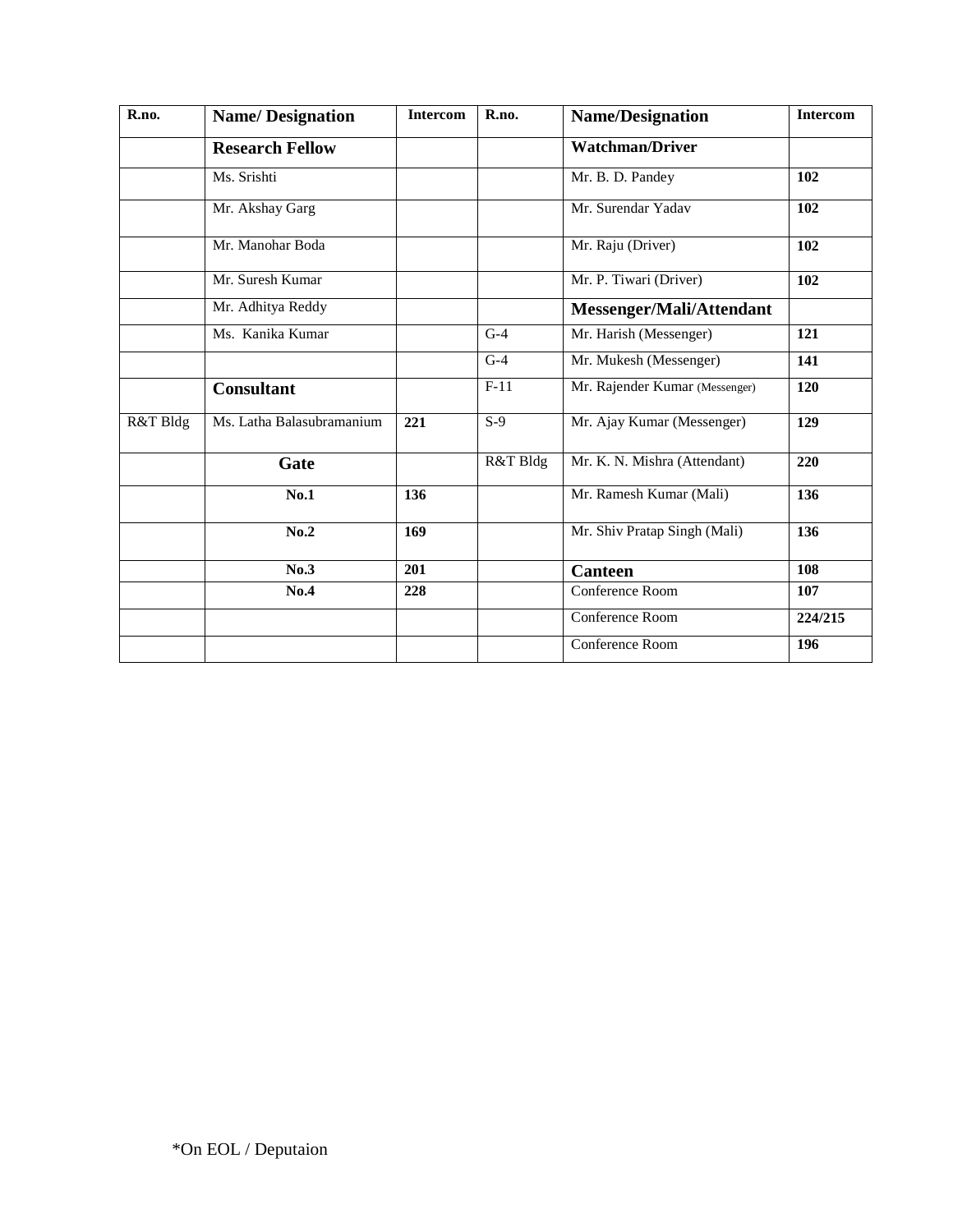| R.no. | Name/ Designation | Intercom | R.no. | Name/Designation | Intercom |
|---|---|---|---|---|---|
| | **Research Fellow** | | | **Watchman/Driver** | |
| | Ms. Srishti | | | Mr. B. D. Pandey | **102** |
| | Mr. Akshay Garg | | | Mr. Surendar Yadav | **102** |
| | Mr. Manohar Boda | | | Mr. Raju (Driver) | **102** |
| | Mr. Suresh Kumar | | | Mr. P. Tiwari (Driver) | **102** |
| | Mr. Adhitya Reddy | | | **Messenger/Mali/Attendant** | |
| | Ms. Kanika Kumar | | G-4 | Mr. Harish (Messenger) | **121** |
| | | | G-4 | Mr. Mukesh (Messenger) | **141** |
| | **Consultant** | | F-11 | Mr. Rajender Kumar (Messenger) | **120** |
| R&T Bldg | Ms. Latha Balasubramanium | **221** | S-9 | Mr. Ajay Kumar (Messenger) | **129** |
| | **Gate** | | R&T Bldg | Mr. K. N. Mishra (Attendant) | **220** |
| | **No.1** | **136** | | Mr. Ramesh Kumar (Mali) | **136** |
| | **No.2** | **169** | | Mr. Shiv Pratap Singh (Mali) | **136** |
| | **No.3** | **201** | | **Canteen** | **108** |
| | **No.4** | **228** | | Conference Room | **107** |
| | | | | Conference Room | **224/215** |
| | | | | Conference Room | **196** |

*On EOL / Deputaion